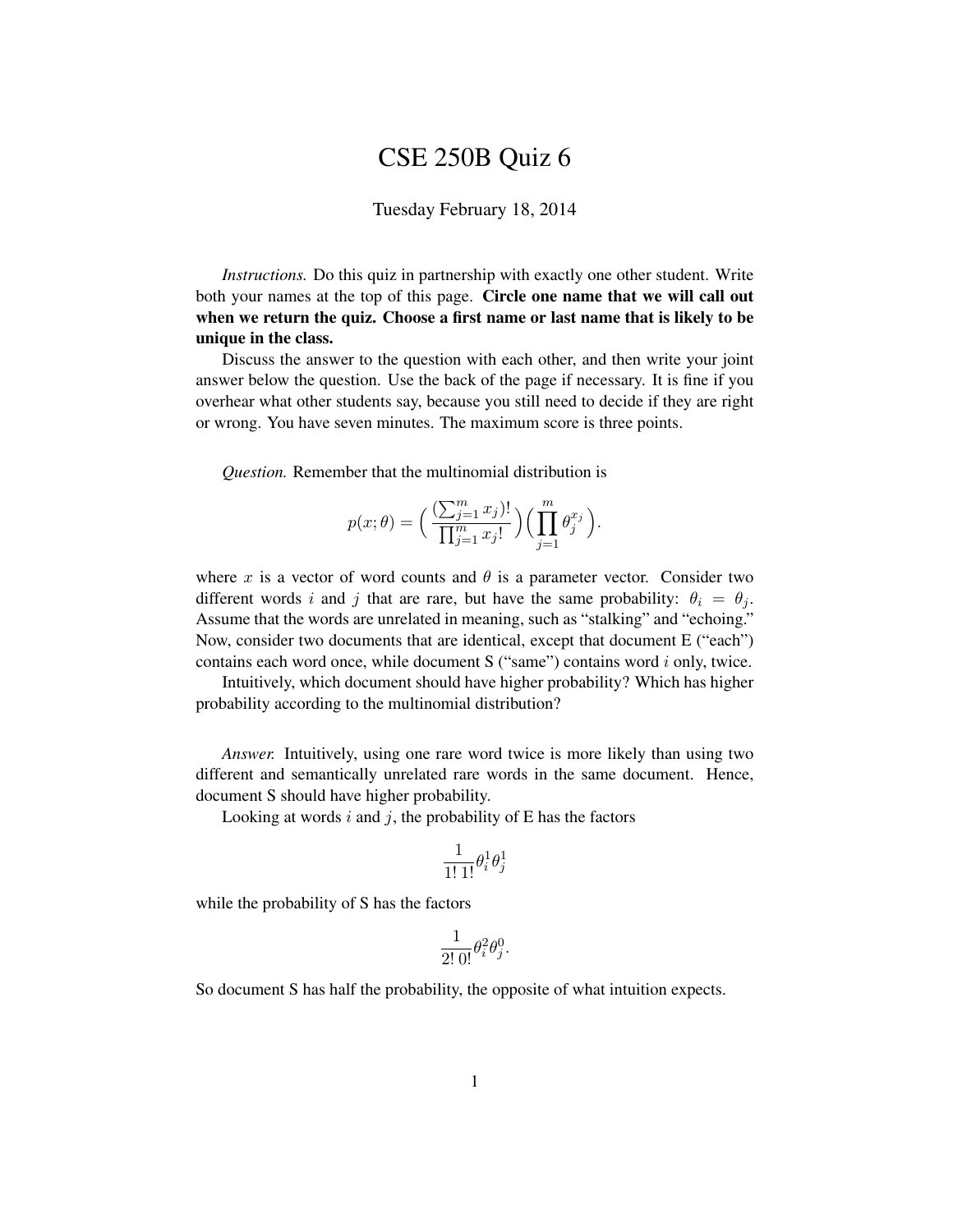# CSE 250B Quiz 6

Tuesday February 18, 2014

*Instructions.* Do this quiz in partnership with exactly one other student. Write both your names at the top of this page. **Circle one name that we will call out when we return the quiz. Choose a first name or last name that is likely to be unique in the class.**

Discuss the answer to the question with each other, and then write your joint answer below the question. Use the back of the page if necessary. It is fine if you overhear what other students say, because you still need to decide if they are right or wrong. You have seven minutes. The maximum score is three points.

*Question.* Remember that the multinomial distribution is

$$p(x;\theta) = \Big( \frac{(\sum_{j=1}^{m} x_j)!}{\prod_{j=1}^{m} x_j!} \Big) \Big( \prod_{j=1}^{m} \theta_j^{x_j} \Big).$$

where $x$ is a vector of word counts and $\theta$ is a parameter vector. Consider two different words $i$ and $j$ that are rare, but have the same probability: $\theta_i = \theta_j$. Assume that the words are unrelated in meaning, such as "stalking" and "echoing." Now, consider two documents that are identical, except that document E ("each") contains each word once, while document S ("same") contains word $i$ only, twice.

Intuitively, which document should have higher probability? Which has higher probability according to the multinomial distribution?

*Answer.* Intuitively, using one rare word twice is more likely than using two different and semantically unrelated rare words in the same document. Hence, document S should have higher probability.

Looking at words $i$ and $j$, the probability of E has the factors

$$\frac{1}{1!\,1!} \theta_i^1 \theta_j^1$$

while the probability of S has the factors

$$\frac{1}{2!\,0!} \theta_i^2 \theta_j^0.$$

So document S has half the probability, the opposite of what intuition expects.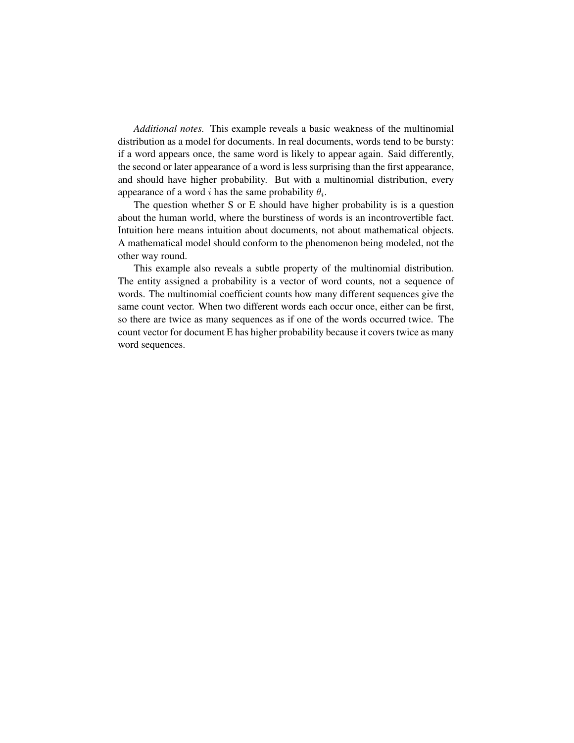*Additional notes.* This example reveals a basic weakness of the multinomial distribution as a model for documents. In real documents, words tend to be bursty: if a word appears once, the same word is likely to appear again. Said differently, the second or later appearance of a word is less surprising than the first appearance, and should have higher probability. But with a multinomial distribution, every appearance of a word $i$ has the same probability $\theta_i$.

The question whether S or E should have higher probability is is a question about the human world, where the burstiness of words is an incontrovertible fact. Intuition here means intuition about documents, not about mathematical objects. A mathematical model should conform to the phenomenon being modeled, not the other way round.

This example also reveals a subtle property of the multinomial distribution. The entity assigned a probability is a vector of word counts, not a sequence of words. The multinomial coefficient counts how many different sequences give the same count vector. When two different words each occur once, either can be first, so there are twice as many sequences as if one of the words occurred twice. The count vector for document E has higher probability because it covers twice as many word sequences.